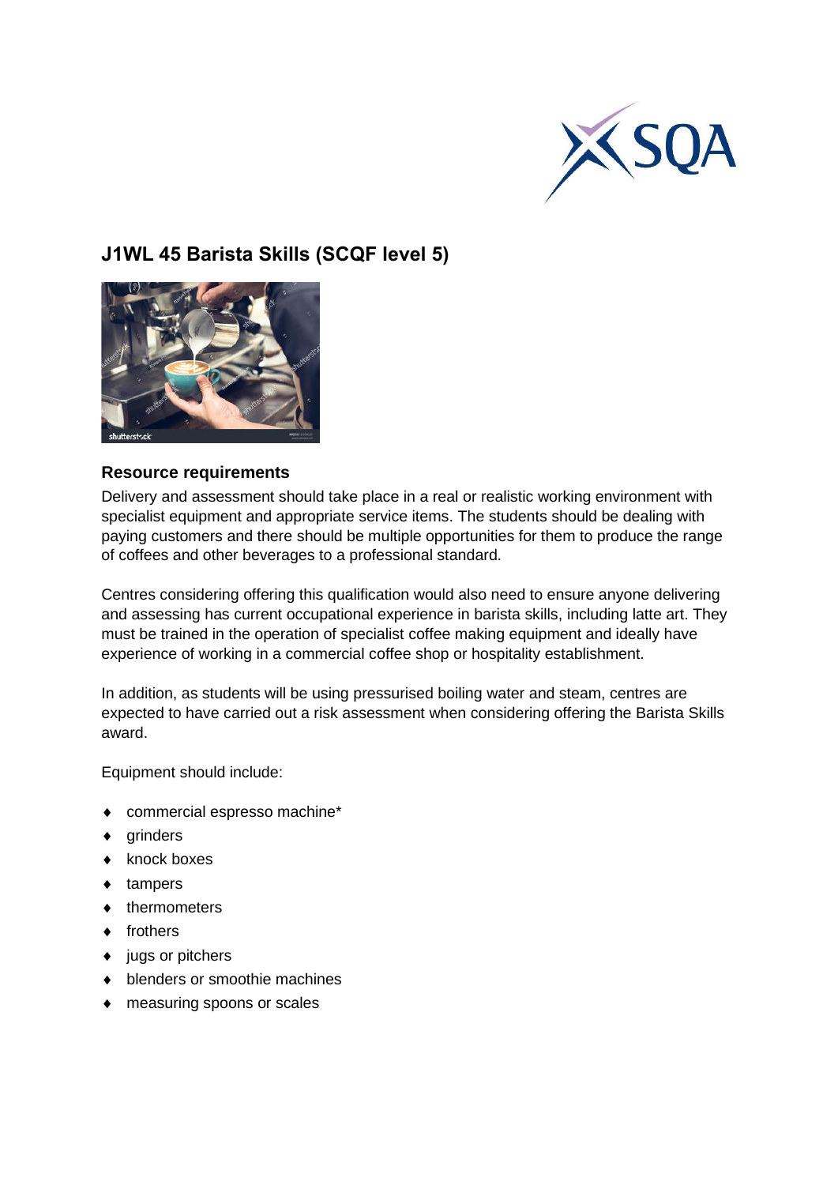# J1WL 45 Barista Skills (SCQF level 5)

## Resource requirements

Delivery and assessment should take place in a real or realistic working environment with specialist equipment and appropriate service items. The students should be dealing with paying customers and there should be multiple opportunities for them to produce the range of coffees and other beverages to a professional standard.

Centres considering offering this qualification would also need to ensure anyone delivering and assessing has current occupational experience in barista skills, including latte art. They must be trained in the operation of specialist coffee making equipment and ideally have experience of working in a commercial coffee shop or hospitality establishment.

In addition, as students will be using pressurised boiling water and steam, centres are expected to have carried out a risk assessment when considering offering the Barista Skills award.

Equipment should include:

- commercial espresso machine*
- grinders
- knock boxes
- tampers
- thermometers
- frothers
- jugs or pitchers
- blenders or smoothie machines
- measuring spoons or scales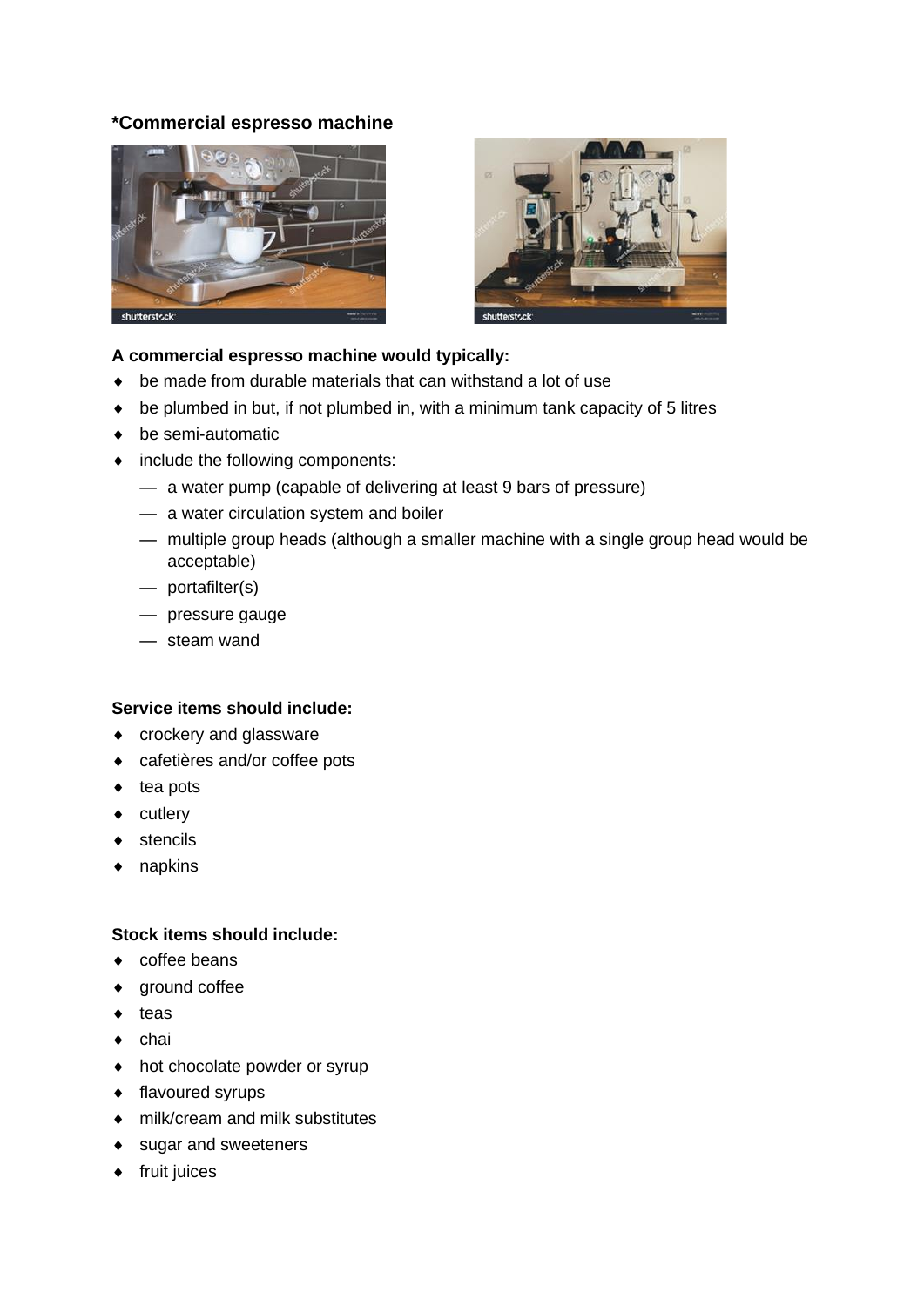**\*Commercial espresso machine**

**A commercial espresso machine would typically:**

- be made from durable materials that can withstand a lot of use
- be plumbed in but, if not plumbed in, with a minimum tank capacity of 5 litres
- be semi-automatic
- include the following components:
  - a water pump (capable of delivering at least 9 bars of pressure)
  - a water circulation system and boiler
  - multiple group heads (although a smaller machine with a single group head would be acceptable)
  - portafilter(s)
  - pressure gauge
  - steam wand

**Service items should include:**

- crockery and glassware
- cafetières and/or coffee pots
- tea pots
- cutlery
- stencils
- napkins

**Stock items should include:**

- coffee beans
- ground coffee
- teas
- chai
- hot chocolate powder or syrup
- flavoured syrups
- milk/cream and milk substitutes
- sugar and sweeteners
- fruit juices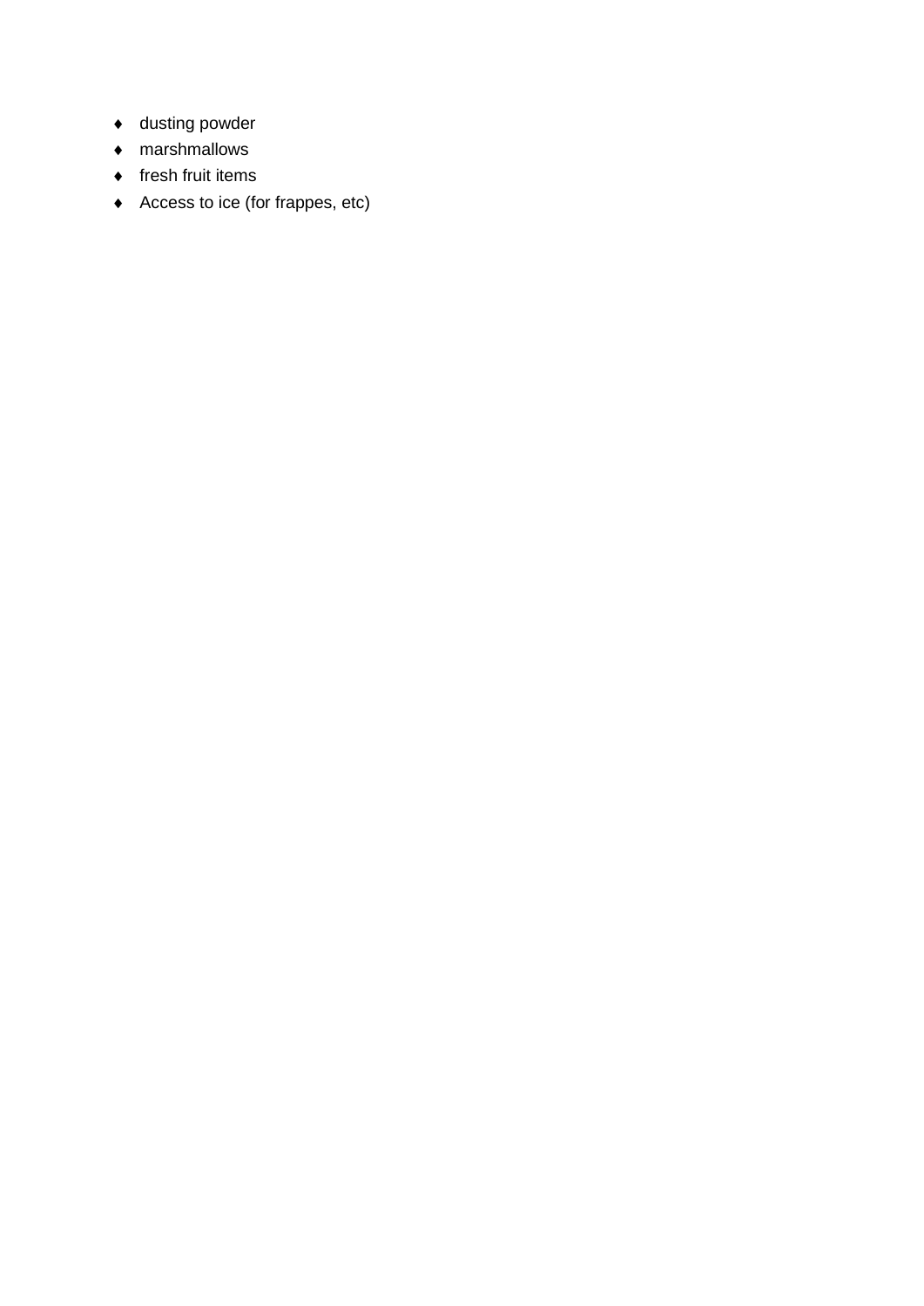- dusting powder
- marshmallows
- fresh fruit items
- Access to ice (for frappes, etc)